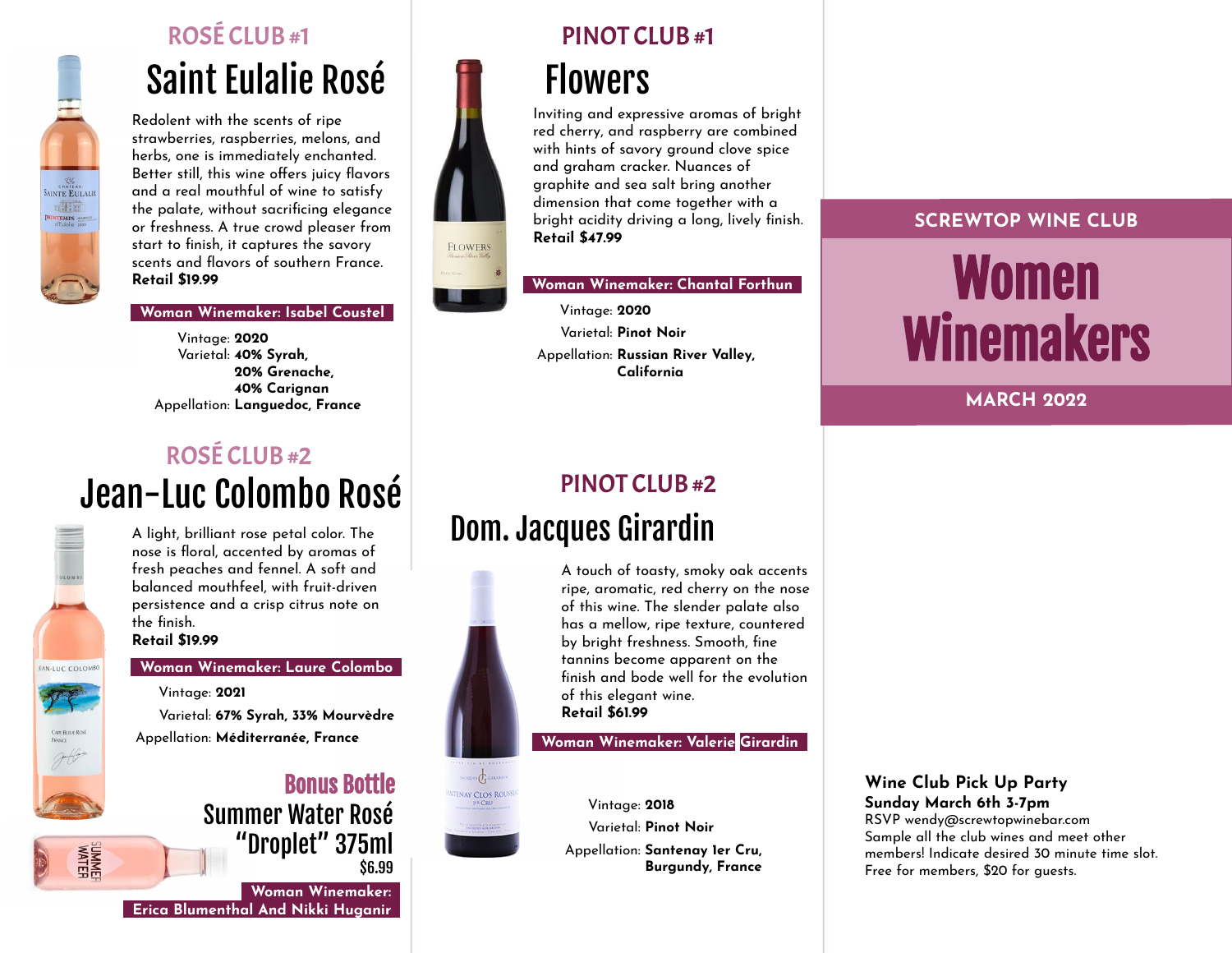## SCREWTOP WINE CLUB

# Women Winemakers

**MARCH 2022**

## ROSÉ CLUB #1

### Saint Eulalie Rosé

Redolent with the scents of ripe strawberries, raspberries, melons, and herbs, one is immediately enchanted. Better still, this wine offers juicy flavors and a real mouthful of wine to satisfy the palate, without sacrificing elegance or freshness. A true crowd pleaser from start to finish, it captures the savory scents and flavors of southern France.
**Retail $19.99**

**Woman Winemaker: Isabel Coustel**

Vintage: **2020**
Varietal: **40% Syrah, 20% Grenache, 40% Carignan**
Appellation: **Languedoc, France**

## ROSÉ CLUB #2

### Jean-Luc Colombo Rosé

A light, brilliant rose petal color. The nose is floral, accented by aromas of fresh peaches and fennel. A soft and balanced mouthfeel, with fruit-driven persistence and a crisp citrus note on the finish.
**Retail $19.99**

**Woman Winemaker: Laure Colombo**

Vintage: **2021**
Varietal: **67% Syrah, 33% Mourvèdre**
Appellation: **Méditerranée, France**

## Bonus Bottle

### Summer Water Rosé "Droplet" 375ml

$6.99

**Woman Winemaker: Erica Blumenthal And Nikki Huganir**

## PINOT CLUB #1

### Flowers

Inviting and expressive aromas of bright red cherry, and raspberry are combined with hints of savory ground clove spice and graham cracker. Nuances of graphite and sea salt bring another dimension that come together with a bright acidity driving a long, lively finish.
**Retail $47.99**

**Woman Winemaker: Chantal Forthun**

Vintage: **2020**
Varietal: **Pinot Noir**
Appellation: **Russian River Valley, California**

## PINOT CLUB #2

### Dom. Jacques Girardin

A touch of toasty, smoky oak accents ripe, aromatic, red cherry on the nose of this wine. The slender palate also has a mellow, ripe texture, countered by bright freshness. Smooth, fine tannins become apparent on the finish and bode well for the evolution of this elegant wine.
**Retail $61.99**

**Woman Winemaker: Valerie Girardin**

Vintage: **2018**
Varietal: **Pinot Noir**
Appellation: **Santenay 1er Cru, Burgundy, France**

**Wine Club Pick Up Party**
**Sunday March 6th 3-7pm**
RSVP wendy@screwtopwinebar.com
Sample all the club wines and meet other members! Indicate desired 30 minute time slot.
Free for members, $20 for guests.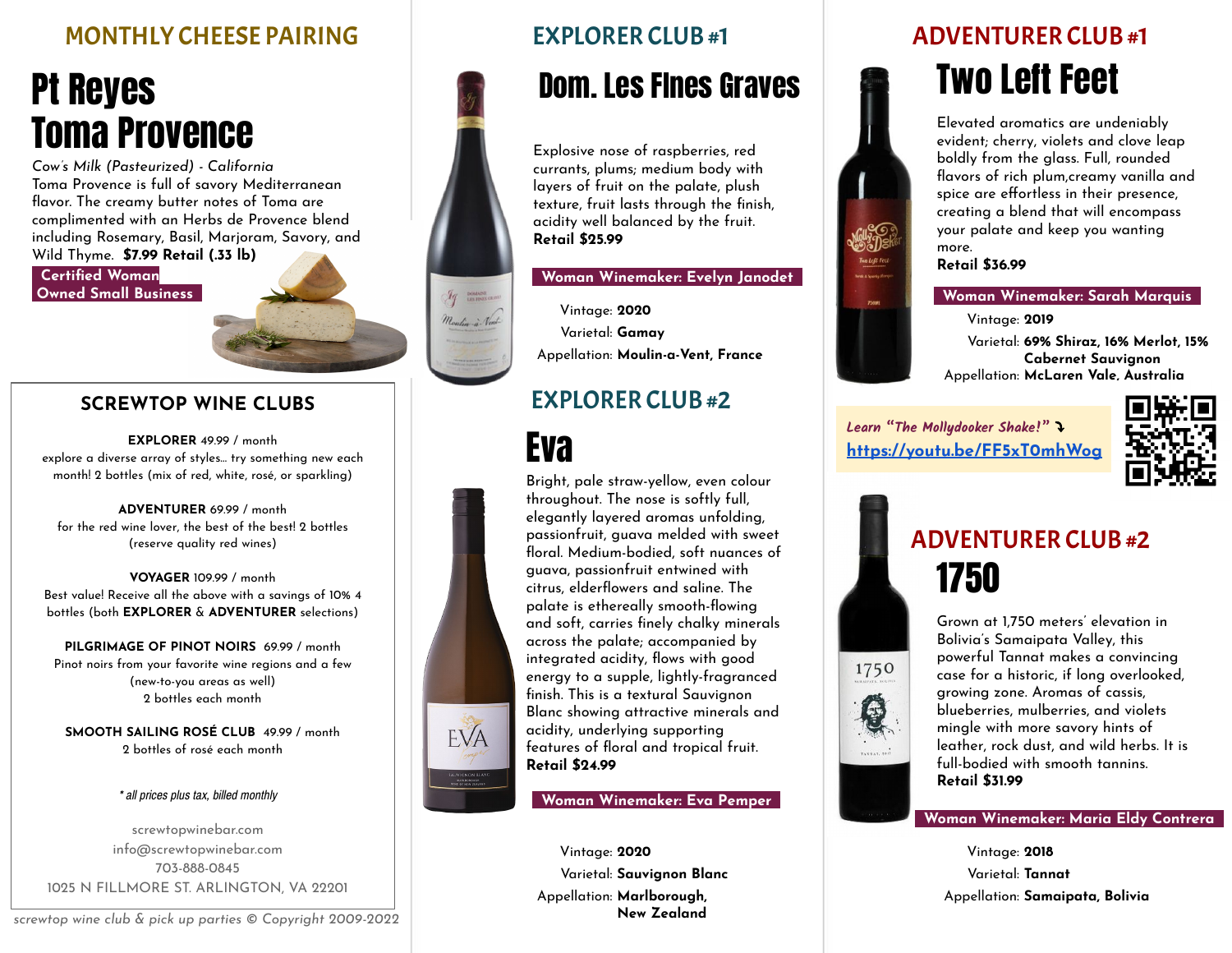## MONTHLY CHEESE PAIRING

# Pt Reyes Toma Provence

*Cow's Milk (Pasteurized) - California*

Toma Provence is full of savory Mediterranean flavor. The creamy butter notes of Toma are complimented with an Herbs de Provence blend including Rosemary, Basil, Marjoram, Savory, and Wild Thyme. **$7.99 Retail (.33 lb)**

**Certified Woman Owned Small Business**

## SCREWTOP WINE CLUBS

**EXPLORER** 49.99 / month
explore a diverse array of styles… try something new each month! 2 bottles (mix of red, white, rosé, or sparkling)

**ADVENTURER** 69.99 / month
for the red wine lover, the best of the best! 2 bottles (reserve quality red wines)

**VOYAGER** 109.99 / month
Best value! Receive all the above with a savings of 10% 4 bottles (both **EXPLORER** & **ADVENTURER** selections)

**PILGRIMAGE OF PINOT NOIRS** 69.99 / month
Pinot noirs from your favorite wine regions and a few (new-to-you areas as well)
2 bottles each month

**SMOOTH SAILING ROSÉ CLUB** 49.99 / month
2 bottles of rosé each month

*\* all prices plus tax, billed monthly*

screwtopwinebar.com
info@screwtopwinebar.com
703-888-0845
1025 N FILLMORE ST. ARLINGTON, VA 22201

*screwtop wine club & pick up parties © Copyright 2009-2022*

## EXPLORER CLUB #1

# Dom. Les Fines Graves

Explosive nose of raspberries, red currants, plums; medium body with layers of fruit on the palate, plush texture, fruit lasts through the finish, acidity well balanced by the fruit.
**Retail $25.99**

**Woman Winemaker: Evelyn Janodet**

Vintage: **2020**
Varietal: **Gamay**
Appellation: **Moulin-a-Vent, France**

## EXPLORER CLUB #2

# Eva

Bright, pale straw-yellow, even colour throughout. The nose is softly full, elegantly layered aromas unfolding, passionfruit, guava melded with sweet floral. Medium-bodied, soft nuances of guava, passionfruit entwined with citrus, elderflowers and saline. The palate is ethereally smooth-flowing and soft, carries finely chalky minerals across the palate; accompanied by integrated acidity, flows with good energy to a supple, lightly-fragranced finish. This is a textural Sauvignon Blanc showing attractive minerals and acidity, underlying supporting features of floral and tropical fruit.
**Retail $24.99**

**Woman Winemaker: Eva Pemper**

Vintage: **2020**
Varietal: **Sauvignon Blanc**
Appellation: **Marlborough, New Zealand**

## ADVENTURER CLUB #1

# Two Left Feet

Elevated aromatics are undeniably evident; cherry, violets and clove leap boldly from the glass. Full, rounded flavors of rich plum,creamy vanilla and spice are effortless in their presence, creating a blend that will encompass your palate and keep you wanting more.
**Retail $36.99**

**Woman Winemaker: Sarah Marquis**

Vintage: **2019**
Varietal: **69% Shiraz, 16% Merlot, 15% Cabernet Sauvignon**
Appellation: **McLaren Vale, Australia**

*Learn "The Mollydooker Shake!"* ⤵
https://youtu.be/FF5xT0mhWog

## ADVENTURER CLUB #2

# 1750

Grown at 1,750 meters' elevation in Bolivia's Samaipata Valley, this powerful Tannat makes a convincing case for a historic, if long overlooked, growing zone. Aromas of cassis, blueberries, mulberries, and violets mingle with more savory hints of leather, rock dust, and wild herbs. It is full-bodied with smooth tannins.
**Retail $31.99**

**Woman Winemaker: Maria Eldy Contrera**

Vintage: **2018**
Varietal: **Tannat**
Appellation: **Samaipata, Bolivia**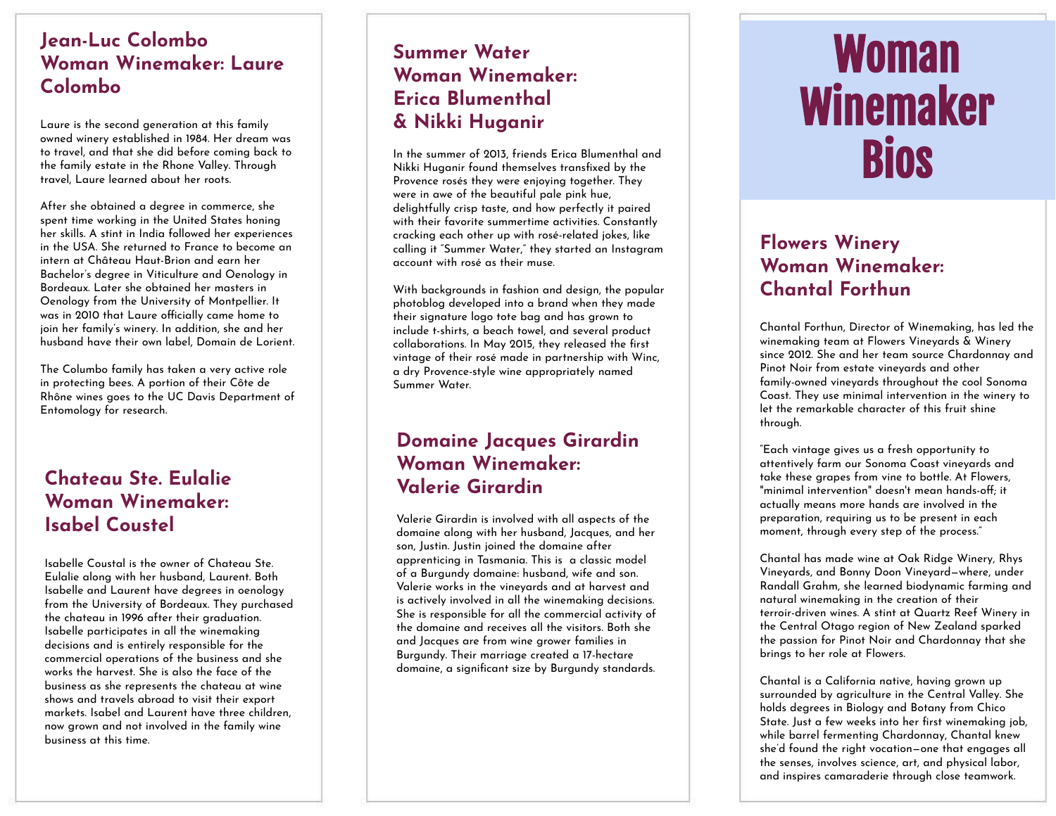# Woman Winemaker Bios

## Jean-Luc Colombo
## Woman Winemaker: Laure Colombo

Laure is the second generation at this family owned winery established in 1984. Her dream was to travel, and that she did before coming back to the family estate in the Rhone Valley. Through travel, Laure learned about her roots.

After she obtained a degree in commerce, she spent time working in the United States honing her skills. A stint in India followed her experiences in the USA. She returned to France to become an intern at Château Haut-Brion and earn her Bachelor's degree in Viticulture and Oenology in Bordeaux. Later she obtained her masters in Oenology from the University of Montpellier. It was in 2010 that Laure officially came home to join her family's winery. In addition, she and her husband have their own label, Domain de Lorient.

The Columbo family has taken a very active role in protecting bees. A portion of their Côte de Rhône wines goes to the UC Davis Department of Entomology for research.

## Chateau Ste. Eulalie
## Woman Winemaker: Isabel Coustel

Isabelle Coustal is the owner of Chateau Ste. Eulalie along with her husband, Laurent. Both Isabelle and Laurent have degrees in oenology from the University of Bordeaux. They purchased the chateau in 1996 after their graduation. Isabelle participates in all the winemaking decisions and is entirely responsible for the commercial operations of the business and she works the harvest. She is also the face of the business as she represents the chateau at wine shows and travels abroad to visit their export markets. Isabel and Laurent have three children, now grown and not involved in the family wine business at this time.

## Summer Water
## Woman Winemaker: Erica Blumenthal & Nikki Huganir

In the summer of 2013, friends Erica Blumenthal and Nikki Huganir found themselves transfixed by the Provence rosés they were enjoying together. They were in awe of the beautiful pale pink hue, delightfully crisp taste, and how perfectly it paired with their favorite summertime activities. Constantly cracking each other up with rosé-related jokes, like calling it "Summer Water," they started an Instagram account with rosé as their muse.

With backgrounds in fashion and design, the popular photoblog developed into a brand when they made their signature logo tote bag and has grown to include t-shirts, a beach towel, and several product collaborations. In May 2015, they released the first vintage of their rosé made in partnership with Winc, a dry Provence-style wine appropriately named Summer Water.

## Domaine Jacques Girardin
## Woman Winemaker: Valerie Girardin

Valerie Girardin is involved with all aspects of the domaine along with her husband, Jacques, and her son, Justin. Justin joined the domaine after apprenticing in Tasmania. This is a classic model of a Burgundy domaine: husband, wife and son. Valerie works in the vineyards and at harvest and is actively involved in all the winemaking decisions. She is responsible for all the commercial activity of the domaine and receives all the visitors. Both she and Jacques are from wine grower families in Burgundy. Their marriage created a 17-hectare domaine, a significant size by Burgundy standards.

## Flowers Winery
## Woman Winemaker: Chantal Forthun

Chantal Forthun, Director of Winemaking, has led the winemaking team at Flowers Vineyards & Winery since 2012. She and her team source Chardonnay and Pinot Noir from estate vineyards and other family-owned vineyards throughout the cool Sonoma Coast. They use minimal intervention in the winery to let the remarkable character of this fruit shine through.

"Each vintage gives us a fresh opportunity to attentively farm our Sonoma Coast vineyards and take these grapes from vine to bottle. At Flowers, "minimal intervention" doesn't mean hands-off; it actually means more hands are involved in the preparation, requiring us to be present in each moment, through every step of the process."

Chantal has made wine at Oak Ridge Winery, Rhys Vineyards, and Bonny Doon Vineyard—where, under Randall Grahm, she learned biodynamic farming and natural winemaking in the creation of their terroir-driven wines. A stint at Quartz Reef Winery in the Central Otago region of New Zealand sparked the passion for Pinot Noir and Chardonnay that she brings to her role at Flowers.

Chantal is a California native, having grown up surrounded by agriculture in the Central Valley. She holds degrees in Biology and Botany from Chico State. Just a few weeks into her first winemaking job, while barrel fermenting Chardonnay, Chantal knew she'd found the right vocation—one that engages all the senses, involves science, art, and physical labor, and inspires camaraderie through close teamwork.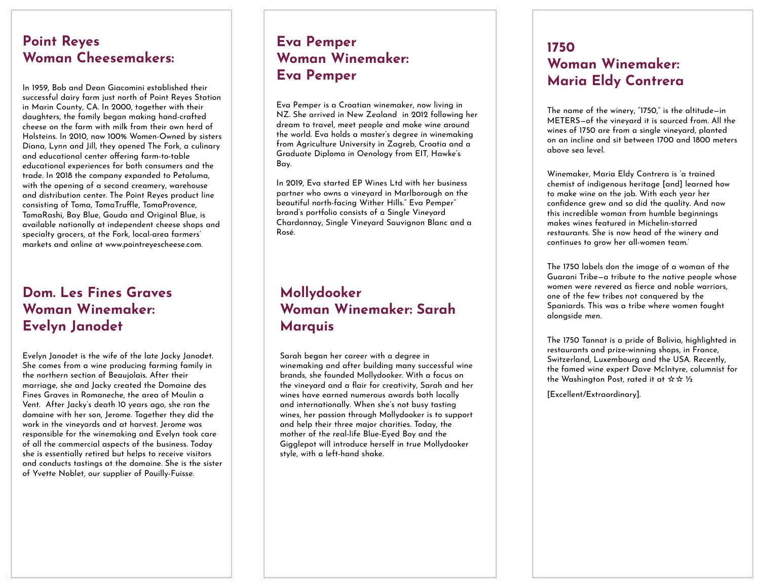## Point Reyes
## Woman Cheesemakers:

In 1959, Bob and Dean Giacomini established their successful dairy farm just north of Point Reyes Station in Marin County, CA. In 2000, together with their daughters, the family began making hand-crafted cheese on the farm with milk from their own herd of Holsteins. In 2010, now 100% Women-Owned by sisters Diana, Lynn and Jill, they opened The Fork, a culinary and educational center offering farm-to-table educational experiences for both consumers and the trade. In 2018 the company expanded to Petaluma, with the opening of a second creamery, warehouse and distribution center. The Point Reyes product line consisting of Toma, TomaTruffle, TomaProvence, TomaRashi, Bay Blue, Gouda and Original Blue, is available nationally at independent cheese shops and specialty grocers, at the Fork, local-area farmers' markets and online at www.pointreyescheese.com.

## Dom. Les Fines Graves
## Woman Winemaker:
## Evelyn Janodet

Evelyn Janodet is the wife of the late Jacky Janodet. She comes from a wine producing farming family in the northern section of Beaujolais. After their marriage, she and Jacky created the Domaine des Fines Graves in Romaneche, the area of Moulin a Vent. After Jacky's death 10 years ago, she ran the domaine with her son, Jerome. Together they did the work in the vineyards and at harvest. Jerome was responsible for the winemaking and Evelyn took care of all the commercial aspects of the business. Today she is essentially retired but helps to receive visitors and conducts tastings at the domaine. She is the sister of Yvette Noblet, our supplier of Pouilly-Fuisse.

## Eva Pemper
## Woman Winemaker:
## Eva Pemper

Eva Pemper is a Croatian winemaker, now living in NZ. She arrived in New Zealand in 2012 following her dream to travel, meet people and make wine around the world. Eva holds a master's degree in winemaking from Agriculture University in Zagreb, Croatia and a Graduate Diploma in Oenology from EIT, Hawke's Bay.

In 2019, Eva started EP Wines Ltd with her business partner who owns a vineyard in Marlborough on the beautiful north-facing Wither Hills." Eva Pemper" brand's portfolio consists of a Single Vineyard Chardonnay, Single Vineyard Sauvignon Blanc and a Rosé.

## Mollydooker
## Woman Winemaker: Sarah Marquis

Sarah began her career with a degree in winemaking and after building many successful wine brands, she founded Mollydooker. With a focus on the vineyard and a flair for creativity, Sarah and her wines have earned numerous awards both locally and internationally. When she's not busy tasting wines, her passion through Mollydooker is to support and help their three major charities. Today, the mother of the real-life Blue-Eyed Boy and the Gigglepot will introduce herself in true Mollydooker style, with a left-hand shake.

## 1750
## Woman Winemaker:
## Maria Eldy Contrera

The name of the winery, "1750," is the altitude—in METERS—of the vineyard it is sourced from. All the wines of 1750 are from a single vineyard, planted on an incline and sit between 1700 and 1800 meters above sea level.

Winemaker, Maria Eldy Contrera is 'a trained chemist of indigenous heritage [and] learned how to make wine on the job. With each year her confidence grew and so did the quality. And now this incredible woman from humble beginnings makes wines featured in Michelin-starred restaurants. She is now head of the winery and continues to grow her all-women team.'

The 1750 labels don the image of a woman of the Guarani Tribe—a tribute to the native people whose women were revered as fierce and noble warriors, one of the few tribes not conquered by the Spaniards. This was a tribe where women fought alongside men.

The 1750 Tannat is a pride of Bolivia, highlighted in restaurants and prize-winning shops, in France, Switzerland, Luxembourg and the USA. Recently, the famed wine expert Dave McIntyre, columnist for the Washington Post, rated it at ☆☆ ½

[Excellent/Extraordinary].